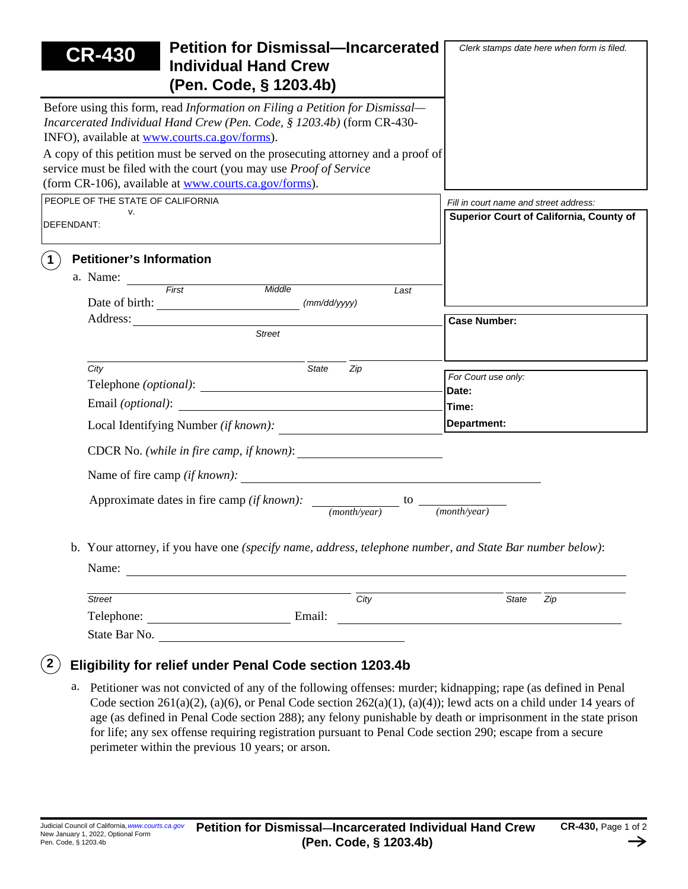# CR-430 Petition for Dismissal—Incarcerated Individual Hand Crew (Pen. Code, § 1203.4b)

*Clerk stamps date here when form is filed.*

Before using this form, read *Information on Filing a Petition for Dismissal—Incarcerated Individual Hand Crew (Pen. Code, § 1203.4b)* (form CR-430-INFO), available at www.courts.ca.gov/forms).

A copy of this petition must be served on the prosecuting attorney and a proof of service must be filed with the court (you may use *Proof of Service* (form CR-106), available at www.courts.ca.gov/forms).

PEOPLE OF THE STATE OF CALIFORNIA
v.
DEFENDANT:

*Fill in court name and street address:*
**Superior Court of California, County of**

**Case Number:**

*For Court use only:*
**Date:**
**Time:**
**Department:**

## 1 Petitioner's Information

a. Name: ______________________
*First* *Middle* *Last*

Date of birth: ______________________ *(mm/dd/yyyy)*

Address: ______________________
*Street*

______________________
*City* *State* *Zip*

Telephone *(optional)*: ______________________

Email *(optional)*: ______________________

Local Identifying Number *(if known):* ______________________

CDCR No. *(while in fire camp, if known)*: ______________________

Name of fire camp *(if known):* ______________________

Approximate dates in fire camp *(if known):* ______________ *(month/year)* to ______________ *(month/year)*

b. Your attorney, if you have one *(specify name, address, telephone number, and State Bar number below)*:

Name: ______________________

______________________
*Street* *City* *State* *Zip*

Telephone: ______________________ Email: ______________________

State Bar No. ______________________

## 2 Eligibility for relief under Penal Code section 1203.4b

a. Petitioner was not convicted of any of the following offenses: murder; kidnapping; rape (as defined in Penal Code section 261(a)(2), (a)(6), or Penal Code section 262(a)(1), (a)(4)); lewd acts on a child under 14 years of age (as defined in Penal Code section 288); any felony punishable by death or imprisonment in the state prison for life; any sex offense requiring registration pursuant to Penal Code section 290; escape from a secure perimeter within the previous 10 years; or arson.

Judicial Council of California, www.courts.ca.gov
New January 1, 2022, Optional Form
Pen. Code, § 1203.4b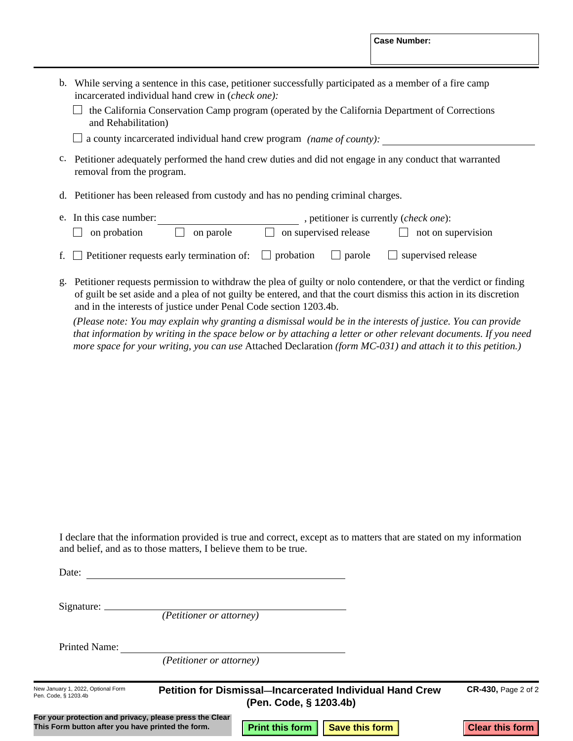Case Number:

b. While serving a sentence in this case, petitioner successfully participated as a member of a fire camp incarcerated individual hand crew in (*check one):*

☐ the California Conservation Camp program (operated by the California Department of Corrections and Rehabilitation)

☐ a county incarcerated individual hand crew program *(name of county):* ____________________

c. Petitioner adequately performed the hand crew duties and did not engage in any conduct that warranted removal from the program.

d. Petitioner has been released from custody and has no pending criminal charges.

e. In this case number: ____________________ , petitioner is currently (*check one*):

☐ on probation ☐ on parole ☐ on supervised release ☐ not on supervision

f. ☐ Petitioner requests early termination of: ☐ probation ☐ parole ☐ supervised release

g. Petitioner requests permission to withdraw the plea of guilty or nolo contendere, or that the verdict or finding of guilt be set aside and a plea of not guilty be entered, and that the court dismiss this action in its discretion and in the interests of justice under Penal Code section 1203.4b.

*(Please note: You may explain why granting a dismissal would be in the interests of justice. You can provide that information by writing in the space below or by attaching a letter or other relevant documents. If you need more space for your writing, you can use* Attached Declaration *(form MC-031) and attach it to this petition.)*

I declare that the information provided is true and correct, except as to matters that are stated on my information and belief, and as to those matters, I believe them to be true.

Date: ____________________

Signature: ____________________
*(Petitioner or attorney)*

Printed Name: ____________________
*(Petitioner or attorney)*

New January 1, 2022, Optional Form
Pen. Code, § 1203.4b

**Petition for Dismissal—Incarcerated Individual Hand Crew (Pen. Code, § 1203.4b)**

**CR-430,** Page 2 of 2

**For your protection and privacy, please press the Clear This Form button after you have printed the form.**

Print this form | Save this form | Clear this form